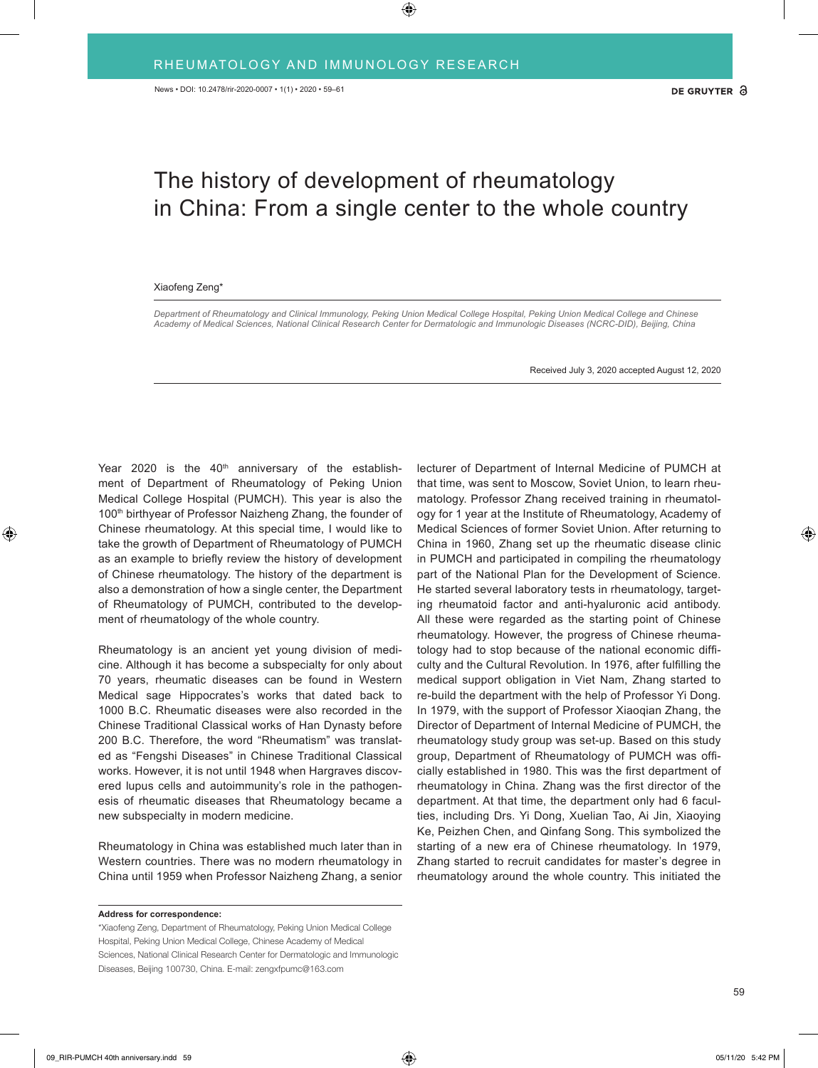# The history of development of rheumatology in China: From a single center to the whole country

Xiaofeng Zeng*

*Department of Rheumatology and Clinical Immunology, Peking Union Medical College Hospital, Peking Union Medical College and Chinese Academy of Medical Sciences, National Clinical Research Center for Dermatologic and Immunologic Diseases (NCRC-DID), Beijing, China*

Received July 3, 2020 accepted August 12, 2020

Year 2020 is the 40th anniversary of the establishment of Department of Rheumatology of Peking Union Medical College Hospital (PUMCH). This year is also the 100th birthyear of Professor Naizheng Zhang, the founder of Chinese rheumatology. At this special time, I would like to take the growth of Department of Rheumatology of PUMCH as an example to briefly review the history of development of Chinese rheumatology. The history of the department is also a demonstration of how a single center, the Department of Rheumatology of PUMCH, contributed to the development of rheumatology of the whole country.

Rheumatology is an ancient yet young division of medicine. Although it has become a subspecialty for only about 70 years, rheumatic diseases can be found in Western Medical sage Hippocrates's works that dated back to 1000 B.C. Rheumatic diseases were also recorded in the Chinese Traditional Classical works of Han Dynasty before 200 B.C. Therefore, the word "Rheumatism" was translated as "Fengshi Diseases" in Chinese Traditional Classical works. However, it is not until 1948 when Hargraves discovered lupus cells and autoimmunity's role in the pathogenesis of rheumatic diseases that Rheumatology became a new subspecialty in modern medicine.

Rheumatology in China was established much later than in Western countries. There was no modern rheumatology in China until 1959 when Professor Naizheng Zhang, a senior lecturer of Department of Internal Medicine of PUMCH at that time, was sent to Moscow, Soviet Union, to learn rheumatology. Professor Zhang received training in rheumatology for 1 year at the Institute of Rheumatology, Academy of Medical Sciences of former Soviet Union. After returning to China in 1960, Zhang set up the rheumatic disease clinic in PUMCH and participated in compiling the rheumatology part of the National Plan for the Development of Science. He started several laboratory tests in rheumatology, targeting rheumatoid factor and anti-hyaluronic acid antibody. All these were regarded as the starting point of Chinese rheumatology. However, the progress of Chinese rheumatology had to stop because of the national economic difficulty and the Cultural Revolution. In 1976, after fulfilling the medical support obligation in Viet Nam, Zhang started to re-build the department with the help of Professor Yi Dong. In 1979, with the support of Professor Xiaoqian Zhang, the Director of Department of Internal Medicine of PUMCH, the rheumatology study group was set-up. Based on this study group, Department of Rheumatology of PUMCH was officially established in 1980. This was the first department of rheumatology in China. Zhang was the first director of the department. At that time, the department only had 6 faculties, including Drs. Yi Dong, Xuelian Tao, Ai Jin, Xiaoying Ke, Peizhen Chen, and Qinfang Song. This symbolized the starting of a new era of Chinese rheumatology. In 1979, Zhang started to recruit candidates for master's degree in rheumatology around the whole country. This initiated the

**Address for correspondence:**

*Xiaofeng Zeng, Department of Rheumatology, Peking Union Medical College Hospital, Peking Union Medical College, Chinese Academy of Medical Sciences, National Clinical Research Center for Dermatologic and Immunologic Diseases, Beijing 100730, China. E-mail: zengxfpumc@163.com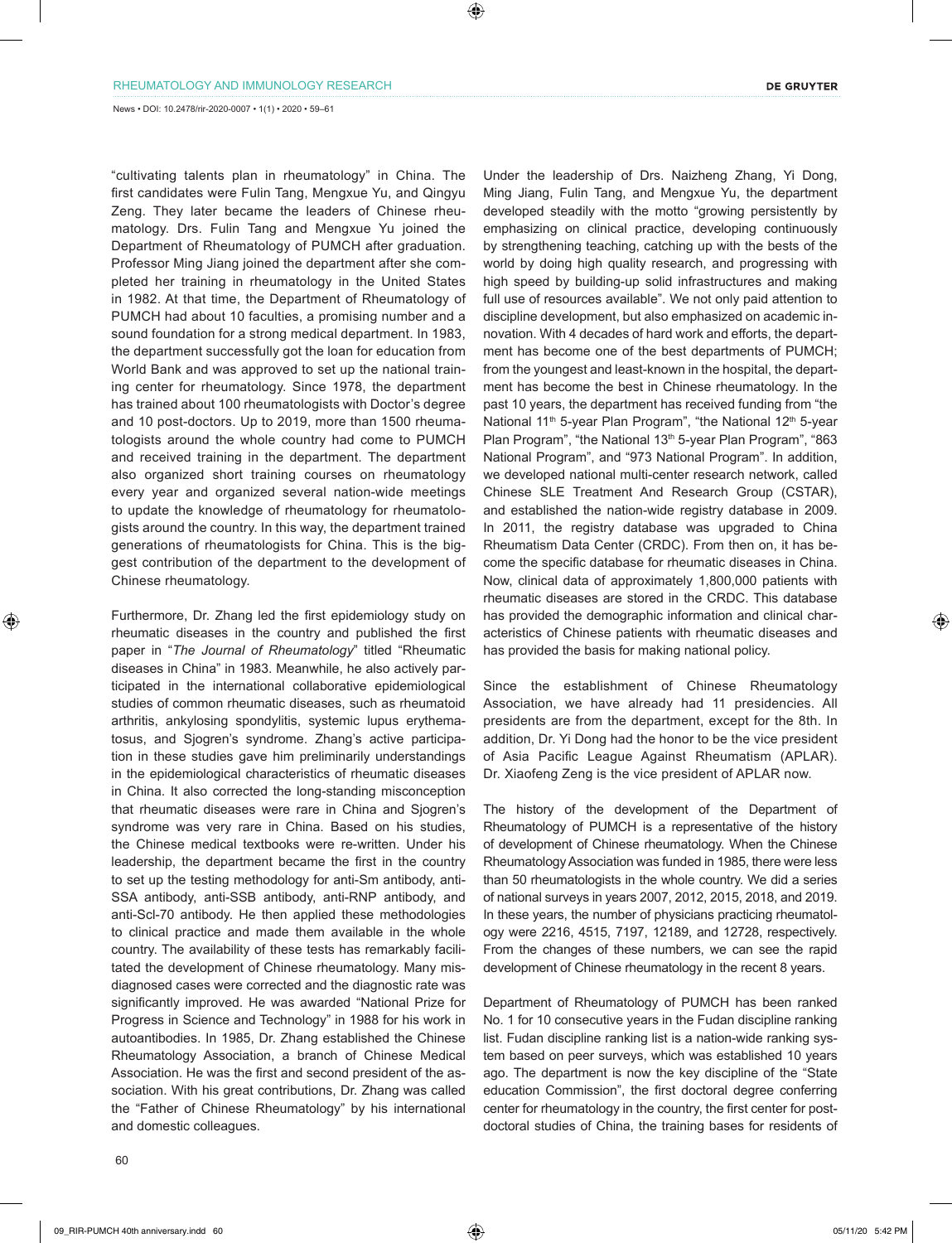"cultivating talents plan in rheumatology" in China. The first candidates were Fulin Tang, Mengxue Yu, and Qingyu Zeng. They later became the leaders of Chinese rheumatology. Drs. Fulin Tang and Mengxue Yu joined the Department of Rheumatology of PUMCH after graduation. Professor Ming Jiang joined the department after she completed her training in rheumatology in the United States in 1982. At that time, the Department of Rheumatology of PUMCH had about 10 faculties, a promising number and a sound foundation for a strong medical department. In 1983, the department successfully got the loan for education from World Bank and was approved to set up the national training center for rheumatology. Since 1978, the department has trained about 100 rheumatologists with Doctor's degree and 10 post-doctors. Up to 2019, more than 1500 rheumatologists around the whole country had come to PUMCH and received training in the department. The department also organized short training courses on rheumatology every year and organized several nation-wide meetings to update the knowledge of rheumatology for rheumatologists around the country. In this way, the department trained generations of rheumatologists for China. This is the biggest contribution of the department to the development of Chinese rheumatology.

Furthermore, Dr. Zhang led the first epidemiology study on rheumatic diseases in the country and published the first paper in "*The Journal of Rheumatology*" titled "Rheumatic diseases in China" in 1983. Meanwhile, he also actively participated in the international collaborative epidemiological studies of common rheumatic diseases, such as rheumatoid arthritis, ankylosing spondylitis, systemic lupus erythematosus, and Sjogren's syndrome. Zhang's active participation in these studies gave him preliminarily understandings in the epidemiological characteristics of rheumatic diseases in China. It also corrected the long-standing misconception that rheumatic diseases were rare in China and Sjogren's syndrome was very rare in China. Based on his studies, the Chinese medical textbooks were re-written. Under his leadership, the department became the first in the country to set up the testing methodology for anti-Sm antibody, anti-SSA antibody, anti-SSB antibody, anti-RNP antibody, and anti-Scl-70 antibody. He then applied these methodologies to clinical practice and made them available in the whole country. The availability of these tests has remarkably facilitated the development of Chinese rheumatology. Many misdiagnosed cases were corrected and the diagnostic rate was significantly improved. He was awarded "National Prize for Progress in Science and Technology" in 1988 for his work in autoantibodies. In 1985, Dr. Zhang established the Chinese Rheumatology Association, a branch of Chinese Medical Association. He was the first and second president of the association. With his great contributions, Dr. Zhang was called the "Father of Chinese Rheumatology" by his international and domestic colleagues.

Under the leadership of Drs. Naizheng Zhang, Yi Dong, Ming Jiang, Fulin Tang, and Mengxue Yu, the department developed steadily with the motto "growing persistently by emphasizing on clinical practice, developing continuously by strengthening teaching, catching up with the bests of the world by doing high quality research, and progressing with high speed by building-up solid infrastructures and making full use of resources available". We not only paid attention to discipline development, but also emphasized on academic innovation. With 4 decades of hard work and efforts, the department has become one of the best departments of PUMCH; from the youngest and least-known in the hospital, the department has become the best in Chinese rheumatology. In the past 10 years, the department has received funding from "the National 11th 5-year Plan Program", "the National 12th 5-year Plan Program", "the National 13th 5-year Plan Program", "863 National Program", and "973 National Program". In addition, we developed national multi-center research network, called Chinese SLE Treatment And Research Group (CSTAR), and established the nation-wide registry database in 2009. In 2011, the registry database was upgraded to China Rheumatism Data Center (CRDC). From then on, it has become the specific database for rheumatic diseases in China. Now, clinical data of approximately 1,800,000 patients with rheumatic diseases are stored in the CRDC. This database has provided the demographic information and clinical characteristics of Chinese patients with rheumatic diseases and has provided the basis for making national policy.

Since the establishment of Chinese Rheumatology Association, we have already had 11 presidencies. All presidents are from the department, except for the 8th. In addition, Dr. Yi Dong had the honor to be the vice president of Asia Pacific League Against Rheumatism (APLAR). Dr. Xiaofeng Zeng is the vice president of APLAR now.

The history of the development of the Department of Rheumatology of PUMCH is a representative of the history of development of Chinese rheumatology. When the Chinese Rheumatology Association was funded in 1985, there were less than 50 rheumatologists in the whole country. We did a series of national surveys in years 2007, 2012, 2015, 2018, and 2019. In these years, the number of physicians practicing rheumatology were 2216, 4515, 7197, 12189, and 12728, respectively. From the changes of these numbers, we can see the rapid development of Chinese rheumatology in the recent 8 years.

Department of Rheumatology of PUMCH has been ranked No. 1 for 10 consecutive years in the Fudan discipline ranking list. Fudan discipline ranking list is a nation-wide ranking system based on peer surveys, which was established 10 years ago. The department is now the key discipline of the "State education Commission", the first doctoral degree conferring center for rheumatology in the country, the first center for post-doctoral studies of China, the training bases for residents of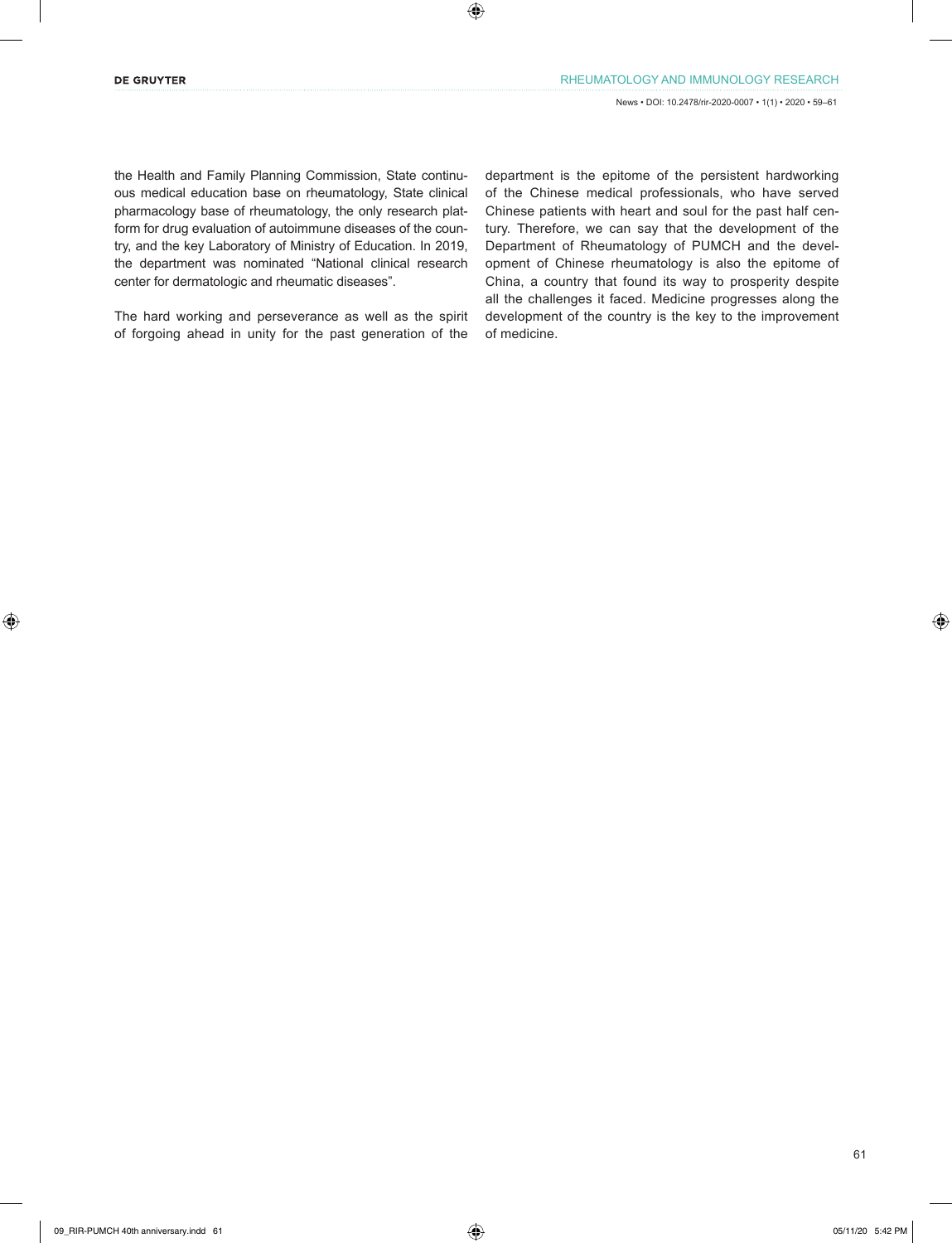the Health and Family Planning Commission, State continuous medical education base on rheumatology, State clinical pharmacology base of rheumatology, the only research platform for drug evaluation of autoimmune diseases of the country, and the key Laboratory of Ministry of Education. In 2019, the department was nominated “National clinical research center for dermatologic and rheumatic diseases”.

The hard working and perseverance as well as the spirit of forgoing ahead in unity for the past generation of the department is the epitome of the persistent hardworking of the Chinese medical professionals, who have served Chinese patients with heart and soul for the past half century. Therefore, we can say that the development of the Department of Rheumatology of PUMCH and the development of Chinese rheumatology is also the epitome of China, a country that found its way to prosperity despite all the challenges it faced. Medicine progresses along the development of the country is the key to the improvement of medicine.